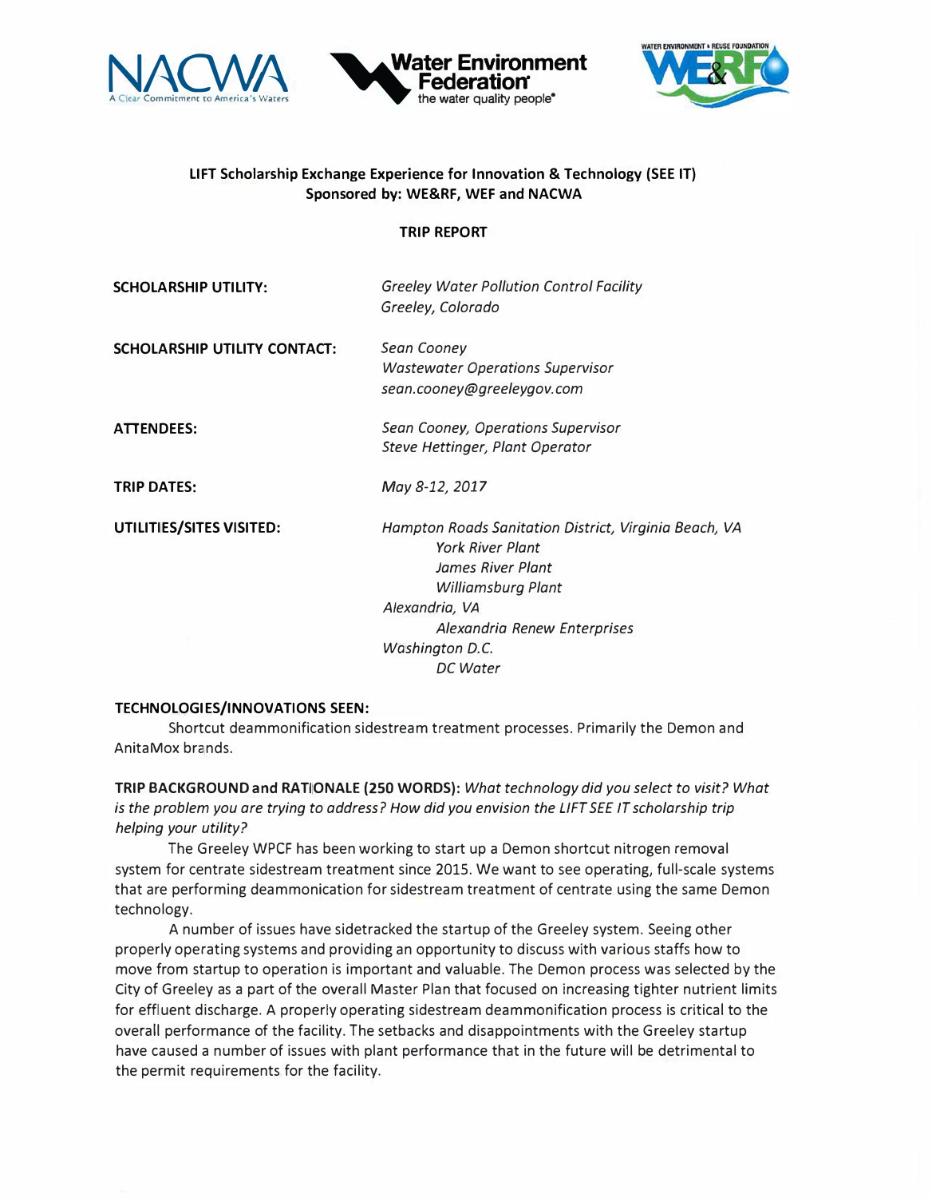**LIFT Scholarship Exchange Experience for Innovation & Technology (SEE IT)**
**Sponsored by: WE&RF, WEF and NACWA**

**TRIP REPORT**

**SCHOLARSHIP UTILITY:** *Greeley Water Pollution Control Facility*
*Greeley, Colorado*

**SCHOLARSHIP UTILITY CONTACT:** *Sean Cooney*
*Wastewater Operations Supervisor*
*sean.cooney@greeleygov.com*

**ATTENDEES:** *Sean Cooney, Operations Supervisor*
*Steve Hettinger, Plant Operator*

**TRIP DATES:** *May 8-12, 2017*

**UTILITIES/SITES VISITED:** *Hampton Roads Sanitation District, Virginia Beach, VA*
- *York River Plant*
- *James River Plant*
- *Williamsburg Plant*

*Alexandria, VA*
- *Alexandria Renew Enterprises*

*Washington D.C.*
- *DC Water*

**TECHNOLOGIES/INNOVATIONS SEEN:**

Shortcut deammonification sidestream treatment processes. Primarily the Demon and AnitaMox brands.

**TRIP BACKGROUND and RATIONALE (250 WORDS):** *What technology did you select to visit? What is the problem you are trying to address? How did you envision the LIFT SEE IT scholarship trip helping your utility?*

The Greeley WPCF has been working to start up a Demon shortcut nitrogen removal system for centrate sidestream treatment since 2015. We want to see operating, full-scale systems that are performing deammonication for sidestream treatment of centrate using the same Demon technology.

A number of issues have sidetracked the startup of the Greeley system. Seeing other properly operating systems and providing an opportunity to discuss with various staffs how to move from startup to operation is important and valuable. The Demon process was selected by the City of Greeley as a part of the overall Master Plan that focused on increasing tighter nutrient limits for effluent discharge. A properly operating sidestream deammonification process is critical to the overall performance of the facility. The setbacks and disappointments with the Greeley startup have caused a number of issues with plant performance that in the future will be detrimental to the permit requirements for the facility.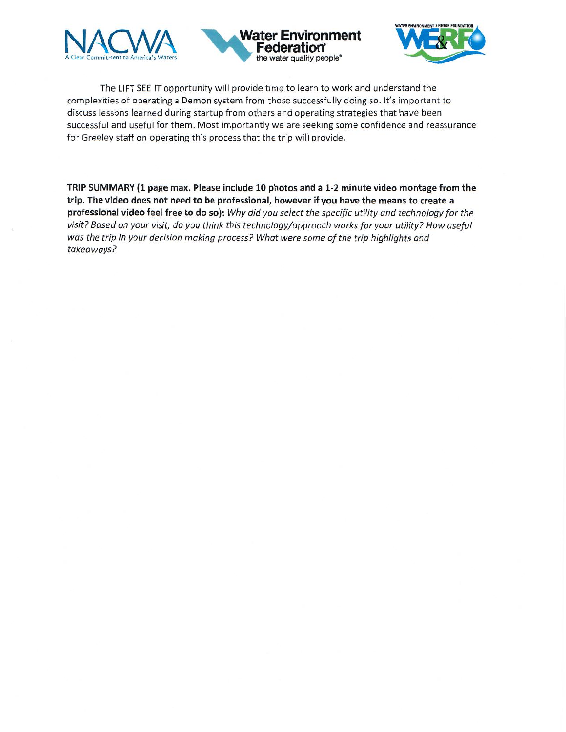The LIFT SEE IT opportunity will provide time to learn to work and understand the complexities of operating a Demon system from those successfully doing so. It's important to discuss lessons learned during startup from others and operating strategies that have been successful and useful for them. Most importantly we are seeking some confidence and reassurance for Greeley staff on operating this process that the trip will provide.

**TRIP SUMMARY (1 page max. Please include 10 photos and a 1-2 minute video montage from the trip. The video does not need to be professional, however if you have the means to create a professional video feel free to do so):** *Why did you select the specific utility and technology for the visit? Based on your visit, do you think this technology/approach works for your utility? How useful was the trip in your decision making process? What were some of the trip highlights and takeaways?*